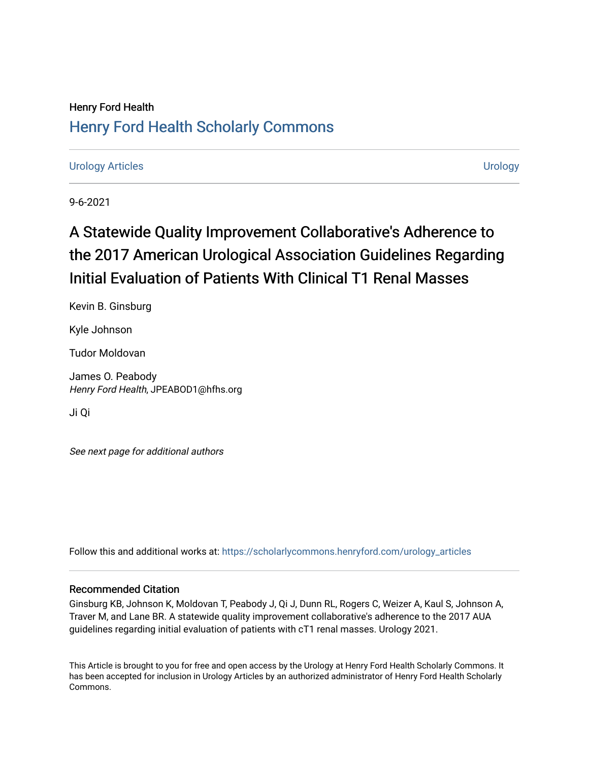Henry Ford Health

## Henry Ford Health Scholarly Commons

Urology Articles | Urology

9-6-2021

# A Statewide Quality Improvement Collaborative's Adherence to the 2017 American Urological Association Guidelines Regarding Initial Evaluation of Patients With Clinical T1 Renal Masses

Kevin B. Ginsburg

Kyle Johnson

Tudor Moldovan

James O. Peabody
*Henry Ford Health*, JPEABOD1@hfhs.org

Ji Qi

*See next page for additional authors*

Follow this and additional works at: https://scholarlycommons.henryford.com/urology_articles

### Recommended Citation

Ginsburg KB, Johnson K, Moldovan T, Peabody J, Qi J, Dunn RL, Rogers C, Weizer A, Kaul S, Johnson A, Traver M, and Lane BR. A statewide quality improvement collaborative's adherence to the 2017 AUA guidelines regarding initial evaluation of patients with cT1 renal masses. Urology 2021.

This Article is brought to you for free and open access by the Urology at Henry Ford Health Scholarly Commons. It has been accepted for inclusion in Urology Articles by an authorized administrator of Henry Ford Health Scholarly Commons.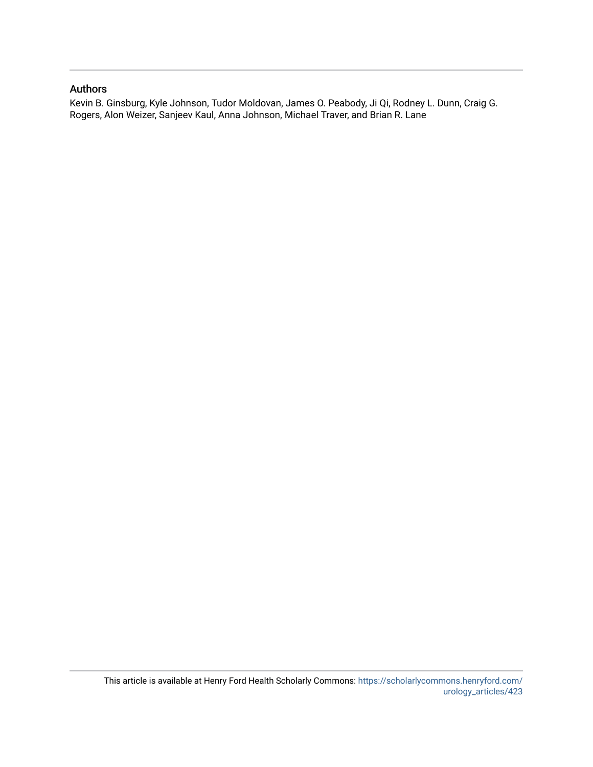## Authors

Kevin B. Ginsburg, Kyle Johnson, Tudor Moldovan, James O. Peabody, Ji Qi, Rodney L. Dunn, Craig G. Rogers, Alon Weizer, Sanjeev Kaul, Anna Johnson, Michael Traver, and Brian R. Lane

This article is available at Henry Ford Health Scholarly Commons: https://scholarlycommons.henryford.com/urology_articles/423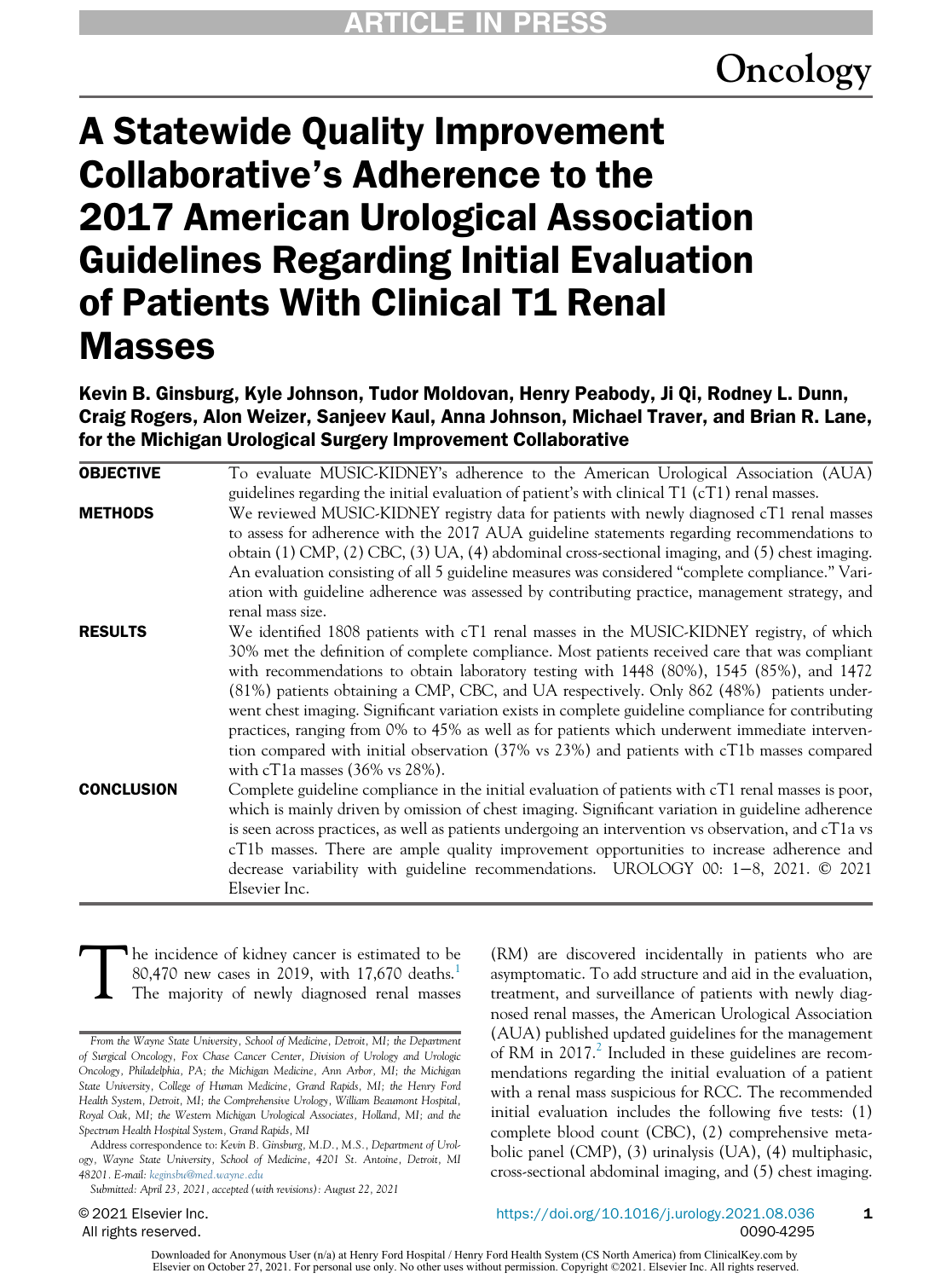# A Statewide Quality Improvement Collaborative's Adherence to the 2017 American Urological Association Guidelines Regarding Initial Evaluation of Patients With Clinical T1 Renal Masses

**Kevin B. Ginsburg, Kyle Johnson, Tudor Moldovan, Henry Peabody, Ji Qi, Rodney L. Dunn, Craig Rogers, Alon Weizer, Sanjeev Kaul, Anna Johnson, Michael Traver, and Brian R. Lane, for the Michigan Urological Surgery Improvement Collaborative**

**OBJECTIVE** To evaluate MUSIC-KIDNEY's adherence to the American Urological Association (AUA) guidelines regarding the initial evaluation of patient's with clinical T1 (cT1) renal masses.

**METHODS** We reviewed MUSIC-KIDNEY registry data for patients with newly diagnosed cT1 renal masses to assess for adherence with the 2017 AUA guideline statements regarding recommendations to obtain (1) CMP, (2) CBC, (3) UA, (4) abdominal cross-sectional imaging, and (5) chest imaging. An evaluation consisting of all 5 guideline measures was considered "complete compliance." Variation with guideline adherence was assessed by contributing practice, management strategy, and renal mass size.

**RESULTS** We identified 1808 patients with cT1 renal masses in the MUSIC-KIDNEY registry, of which 30% met the definition of complete compliance. Most patients received care that was compliant with recommendations to obtain laboratory testing with 1448 (80%), 1545 (85%), and 1472 (81%) patients obtaining a CMP, CBC, and UA respectively. Only 862 (48%) patients underwent chest imaging. Significant variation exists in complete guideline compliance for contributing practices, ranging from 0% to 45% as well as for patients which underwent immediate intervention compared with initial observation (37% vs 23%) and patients with cT1b masses compared with cT1a masses (36% vs 28%).

**CONCLUSION** Complete guideline compliance in the initial evaluation of patients with cT1 renal masses is poor, which is mainly driven by omission of chest imaging. Significant variation in guideline adherence is seen across practices, as well as patients undergoing an intervention vs observation, and cT1a vs cT1b masses. There are ample quality improvement opportunities to increase adherence and decrease variability with guideline recommendations. UROLOGY 00: 1−8, 2021. © 2021 Elsevier Inc.

The incidence of kidney cancer is estimated to be 80,470 new cases in 2019, with 17,670 deaths.[1] The majority of newly diagnosed renal masses (RM) are discovered incidentally in patients who are asymptomatic. To add structure and aid in the evaluation, treatment, and surveillance of patients with newly diagnosed renal masses, the American Urological Association (AUA) published updated guidelines for the management of RM in 2017.[2] Included in these guidelines are recommendations regarding the initial evaluation of a patient with a renal mass suspicious for RCC. The recommended initial evaluation includes the following five tests: (1) complete blood count (CBC), (2) comprehensive metabolic panel (CMP), (3) urinalysis (UA), (4) multiphasic, cross-sectional abdominal imaging, and (5) chest imaging.

*From the Wayne State University, School of Medicine, Detroit, MI; the Department of Surgical Oncology, Fox Chase Cancer Center, Division of Urology and Urologic Oncology, Philadelphia, PA; the Michigan Medicine, Ann Arbor, MI; the Michigan State University, College of Human Medicine, Grand Rapids, MI; the Henry Ford Health System, Detroit, MI; the Comprehensive Urology, William Beaumont Hospital, Royal Oak, MI; the Western Michigan Urological Associates, Holland, MI; and the Spectrum Health Hospital System, Grand Rapids, MI*

Address correspondence to: Kevin B. Ginsburg, M.D., M.S., Department of Urology, Wayne State University, School of Medicine, 4201 St. Antoine, Detroit, MI 48201. E-mail: keginsbu@med.wayne.edu

*Submitted: April 23, 2021, accepted (with revisions): August 22, 2021*

© 2021 Elsevier Inc. All rights reserved.

https://doi.org/10.1016/j.urology.2021.08.036 0090-4295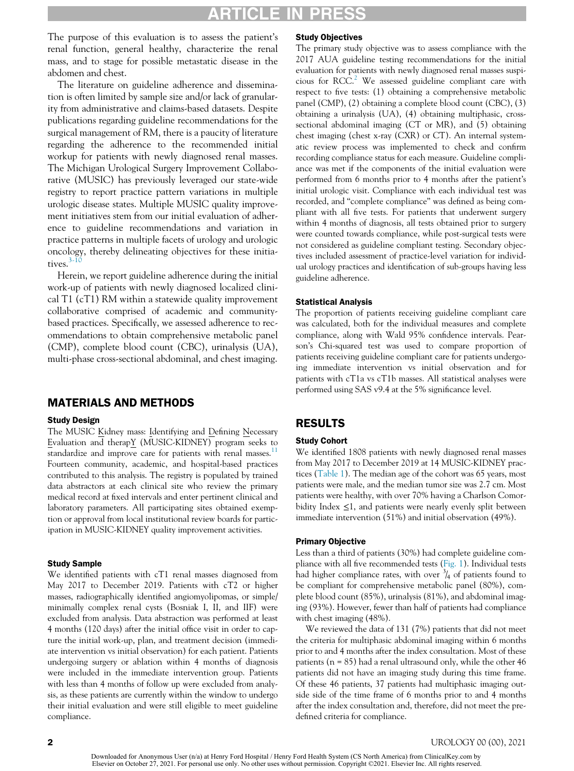The purpose of this evaluation is to assess the patient's renal function, general healthy, characterize the renal mass, and to stage for possible metastatic disease in the abdomen and chest.

The literature on guideline adherence and dissemination is often limited by sample size and/or lack of granularity from administrative and claims-based datasets. Despite publications regarding guideline recommendations for the surgical management of RM, there is a paucity of literature regarding the adherence to the recommended initial workup for patients with newly diagnosed renal masses. The Michigan Urological Surgery Improvement Collaborative (MUSIC) has previously leveraged our state-wide registry to report practice pattern variations in multiple urologic disease states. Multiple MUSIC quality improvement initiatives stem from our initial evaluation of adherence to guideline recommendations and variation in practice patterns in multiple facets of urology and urologic oncology, thereby delineating objectives for these initiatives.[3-10]

Herein, we report guideline adherence during the initial work-up of patients with newly diagnosed localized clinical T1 (cT1) RM within a statewide quality improvement collaborative comprised of academic and community-based practices. Specifically, we assessed adherence to recommendations to obtain comprehensive metabolic panel (CMP), complete blood count (CBC), urinalysis (UA), multi-phase cross-sectional abdominal, and chest imaging.

## MATERIALS AND METHODS

### Study Design

The MUSIC Kidney mass: Identifying and Defining Necessary Evaluation and therapY (MUSIC-KIDNEY) program seeks to standardize and improve care for patients with renal masses.[11] Fourteen community, academic, and hospital-based practices contributed to this analysis. The registry is populated by trained data abstractors at each clinical site who review the primary medical record at fixed intervals and enter pertinent clinical and laboratory parameters. All participating sites obtained exemption or approval from local institutional review boards for participation in MUSIC-KIDNEY quality improvement activities.

### Study Sample

We identified patients with cT1 renal masses diagnosed from May 2017 to December 2019. Patients with cT2 or higher masses, radiographically identified angiomyolipomas, or simple/minimally complex renal cysts (Bosniak I, II, and IIF) were excluded from analysis. Data abstraction was performed at least 4 months (120 days) after the initial office visit in order to capture the initial work-up, plan, and treatment decision (immediate intervention vs initial observation) for each patient. Patients undergoing surgery or ablation within 4 months of diagnosis were included in the immediate intervention group. Patients with less than 4 months of follow up were excluded from analysis, as these patients are currently within the window to undergo their initial evaluation and were still eligible to meet guideline compliance.

### Study Objectives

The primary study objective was to assess compliance with the 2017 AUA guideline testing recommendations for the initial evaluation for patients with newly diagnosed renal masses suspicious for RCC.[2] We assessed guideline compliant care with respect to five tests: (1) obtaining a comprehensive metabolic panel (CMP), (2) obtaining a complete blood count (CBC), (3) obtaining a urinalysis (UA), (4) obtaining multiphasic, cross-sectional abdominal imaging (CT or MR), and (5) obtaining chest imaging (chest x-ray (CXR) or CT). An internal systematic review process was implemented to check and confirm recording compliance status for each measure. Guideline compliance was met if the components of the initial evaluation were performed from 6 months prior to 4 months after the patient's initial urologic visit. Compliance with each individual test was recorded, and "complete compliance" was defined as being compliant with all five tests. For patients that underwent surgery within 4 months of diagnosis, all tests obtained prior to surgery were counted towards compliance, while post-surgical tests were not considered as guideline compliant testing. Secondary objectives included assessment of practice-level variation for individual urology practices and identification of sub-groups having less guideline adherence.

### Statistical Analysis

The proportion of patients receiving guideline compliant care was calculated, both for the individual measures and complete compliance, along with Wald 95% confidence intervals. Pearson's Chi-squared test was used to compare proportion of patients receiving guideline compliant care for patients undergoing immediate intervention vs initial observation and for patients with cT1a vs cT1b masses. All statistical analyses were performed using SAS v9.4 at the 5% significance level.

## RESULTS

### Study Cohort

We identified 1808 patients with newly diagnosed renal masses from May 2017 to December 2019 at 14 MUSIC-KIDNEY practices (Table 1). The median age of the cohort was 65 years, most patients were male, and the median tumor size was 2.7 cm. Most patients were healthy, with over 70% having a Charlson Comorbidity Index ≤1, and patients were nearly evenly split between immediate intervention (51%) and initial observation (49%).

### Primary Objective

Less than a third of patients (30%) had complete guideline compliance with all five recommended tests (Fig. 1). Individual tests had higher compliance rates, with over $^3/_4$ of patients found to be compliant for comprehensive metabolic panel (80%), complete blood count (85%), urinalysis (81%), and abdominal imaging (93%). However, fewer than half of patients had compliance with chest imaging (48%).

We reviewed the data of 131 (7%) patients that did not meet the criteria for multiphasic abdominal imaging within 6 months prior to and 4 months after the index consultation. Most of these patients (n = 85) had a renal ultrasound only, while the other 46 patients did not have an imaging study during this time frame. Of these 46 patients, 37 patients had multiphasic imaging outside side of the time frame of 6 months prior to and 4 months after the index consultation and, therefore, did not meet the predefined criteria for compliance.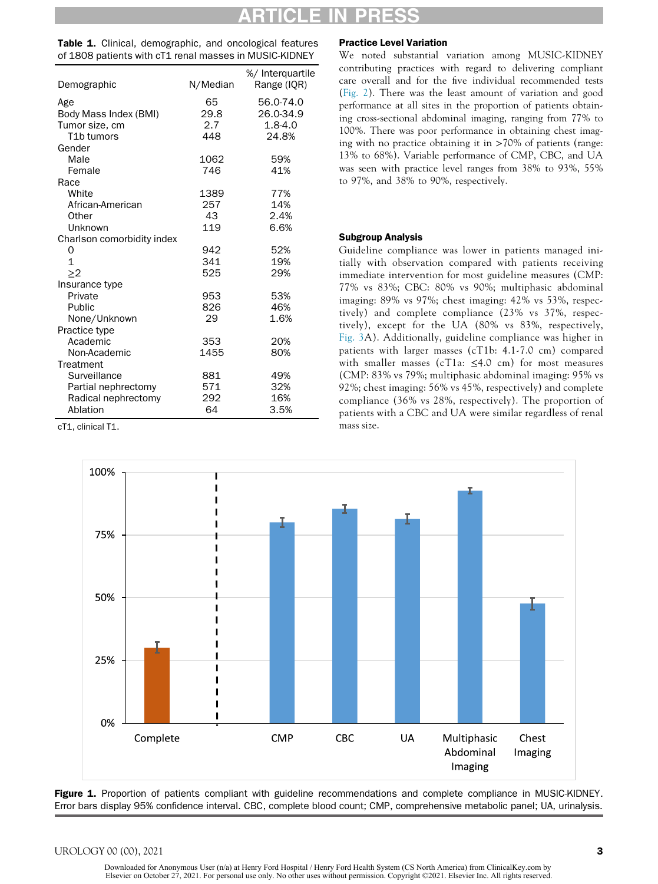**Table 1.** Clinical, demographic, and oncological features of 1808 patients with cT1 renal masses in MUSIC-KIDNEY

| Demographic | N/Median | %/ Interquartile Range (IQR) |
|---|---|---|
| Age | 65 | 56.0-74.0 |
| Body Mass Index (BMI) | 29.8 | 26.0-34.9 |
| Tumor size, cm | 2.7 | 1.8-4.0 |
| T1b tumors | 448 | 24.8% |
| Gender | | |
| Male | 1062 | 59% |
| Female | 746 | 41% |
| Race | | |
| White | 1389 | 77% |
| African-American | 257 | 14% |
| Other | 43 | 2.4% |
| Unknown | 119 | 6.6% |
| Charlson comorbidity index | | |
| 0 | 942 | 52% |
| 1 | 341 | 19% |
| ≥2 | 525 | 29% |
| Insurance type | | |
| Private | 953 | 53% |
| Public | 826 | 46% |
| None/Unknown | 29 | 1.6% |
| Practice type | | |
| Academic | 353 | 20% |
| Non-Academic | 1455 | 80% |
| Treatment | | |
| Surveillance | 881 | 49% |
| Partial nephrectomy | 571 | 32% |
| Radical nephrectomy | 292 | 16% |
| Ablation | 64 | 3.5% |

cT1, clinical T1.

### Practice Level Variation

We noted substantial variation among MUSIC-KIDNEY contributing practices with regard to delivering compliant care overall and for the five individual recommended tests (Fig. 2). There was the least amount of variation and good performance at all sites in the proportion of patients obtaining cross-sectional abdominal imaging, ranging from 77% to 100%. There was poor performance in obtaining chest imaging with no practice obtaining it in >70% of patients (range: 13% to 68%). Variable performance of CMP, CBC, and UA was seen with practice level ranges from 38% to 93%, 55% to 97%, and 38% to 90%, respectively.

### Subgroup Analysis

Guideline compliance was lower in patients managed initially with observation compared with patients receiving immediate intervention for most guideline measures (CMP: 77% vs 83%; CBC: 80% vs 90%; multiphasic abdominal imaging: 89% vs 97%; chest imaging: 42% vs 53%, respectively) and complete compliance (23% vs 37%, respectively), except for the UA (80% vs 83%, respectively, Fig. 3A). Additionally, guideline compliance was higher in patients with larger masses (cT1b: 4.1-7.0 cm) compared with smaller masses (cT1a: ≤4.0 cm) for most measures (CMP: 83% vs 79%; multiphasic abdominal imaging: 95% vs 92%; chest imaging: 56% vs 45%, respectively) and complete compliance (36% vs 28%, respectively). The proportion of patients with a CBC and UA were similar regardless of renal mass size.

**Figure 1.** Proportion of patients compliant with guideline recommendations and complete compliance in MUSIC-KIDNEY. Error bars display 95% confidence interval. CBC, complete blood count; CMP, comprehensive metabolic panel; UA, urinalysis.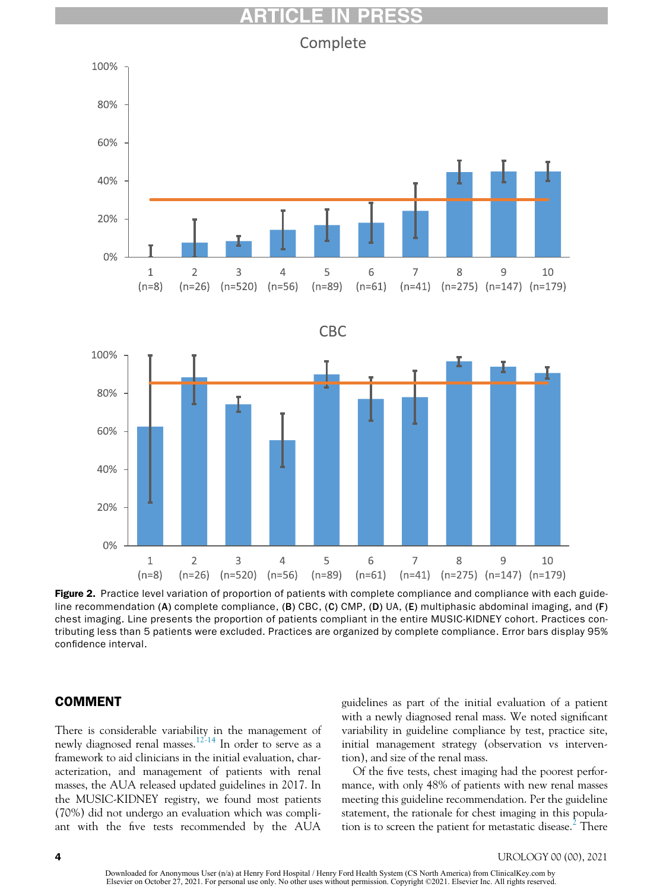Figure 2. Practice level variation of proportion of patients with complete compliance and compliance with each guideline recommendation (A) complete compliance, (B) CBC, (C) CMP, (D) UA, (E) multiphasic abdominal imaging, and (F) chest imaging. Line presents the proportion of patients compliant in the entire MUSIC-KIDNEY cohort. Practices contributing less than 5 patients were excluded. Practices are organized by complete compliance. Error bars display 95% confidence interval.

## COMMENT

There is considerable variability in the management of newly diagnosed renal masses.[12-14] In order to serve as a framework to aid clinicians in the initial evaluation, characterization, and management of patients with renal masses, the AUA released updated guidelines in 2017. In the MUSIC-KIDNEY registry, we found most patients (70%) did not undergo an evaluation which was compliant with the five tests recommended by the AUA guidelines as part of the initial evaluation of a patient with a newly diagnosed renal mass. We noted significant variability in guideline compliance by test, practice site, initial management strategy (observation vs intervention), and size of the renal mass.

Of the five tests, chest imaging had the poorest performance, with only 48% of patients with new renal masses meeting this guideline recommendation. Per the guideline statement, the rationale for chest imaging in this population is to screen the patient for metastatic disease.[2] There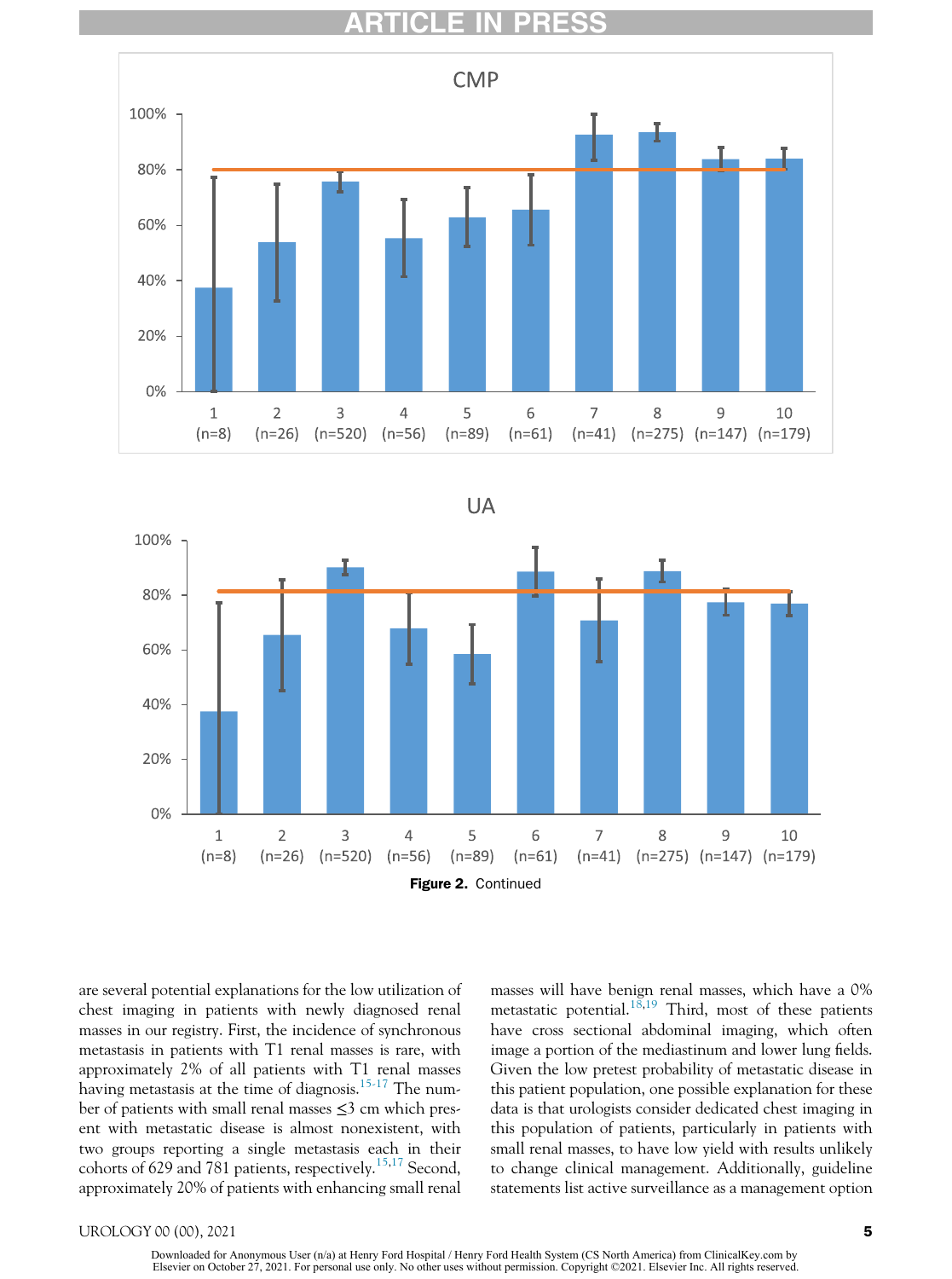Figure 2. Continued

are several potential explanations for the low utilization of chest imaging in patients with newly diagnosed renal masses in our registry. First, the incidence of synchronous metastasis in patients with T1 renal masses is rare, with approximately 2% of all patients with T1 renal masses having metastasis at the time of diagnosis.[15-17] The number of patients with small renal masses ≤3 cm which present with metastatic disease is almost nonexistent, with two groups reporting a single metastasis each in their cohorts of 629 and 781 patients, respectively.[15,17] Second, approximately 20% of patients with enhancing small renal masses will have benign renal masses, which have a 0% metastatic potential.[18,19] Third, most of these patients have cross sectional abdominal imaging, which often image a portion of the mediastinum and lower lung fields. Given the low pretest probability of metastatic disease in this patient population, one possible explanation for these data is that urologists consider dedicated chest imaging in this population of patients, particularly in patients with small renal masses, to have low yield with results unlikely to change clinical management. Additionally, guideline statements list active surveillance as a management option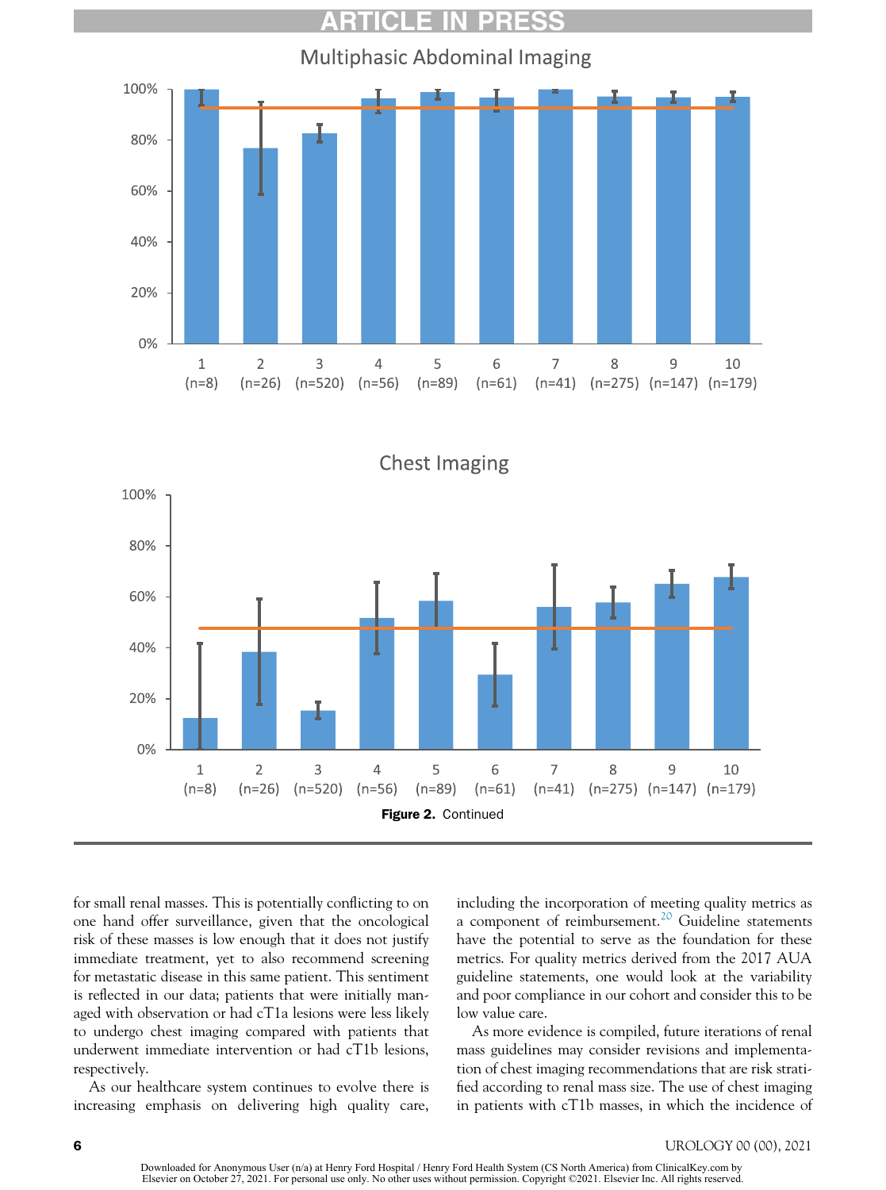Figure 2. Continued

for small renal masses. This is potentially conflicting to on one hand offer surveillance, given that the oncological risk of these masses is low enough that it does not justify immediate treatment, yet to also recommend screening for metastatic disease in this same patient. This sentiment is reflected in our data; patients that were initially managed with observation or had cT1a lesions were less likely to undergo chest imaging compared with patients that underwent immediate intervention or had cT1b lesions, respectively.

As our healthcare system continues to evolve there is increasing emphasis on delivering high quality care, including the incorporation of meeting quality metrics as a component of reimbursement.[20] Guideline statements have the potential to serve as the foundation for these metrics. For quality metrics derived from the 2017 AUA guideline statements, one would look at the variability and poor compliance in our cohort and consider this to be low value care.

As more evidence is compiled, future iterations of renal mass guidelines may consider revisions and implementation of chest imaging recommendations that are risk stratified according to renal mass size. The use of chest imaging in patients with cT1b masses, in which the incidence of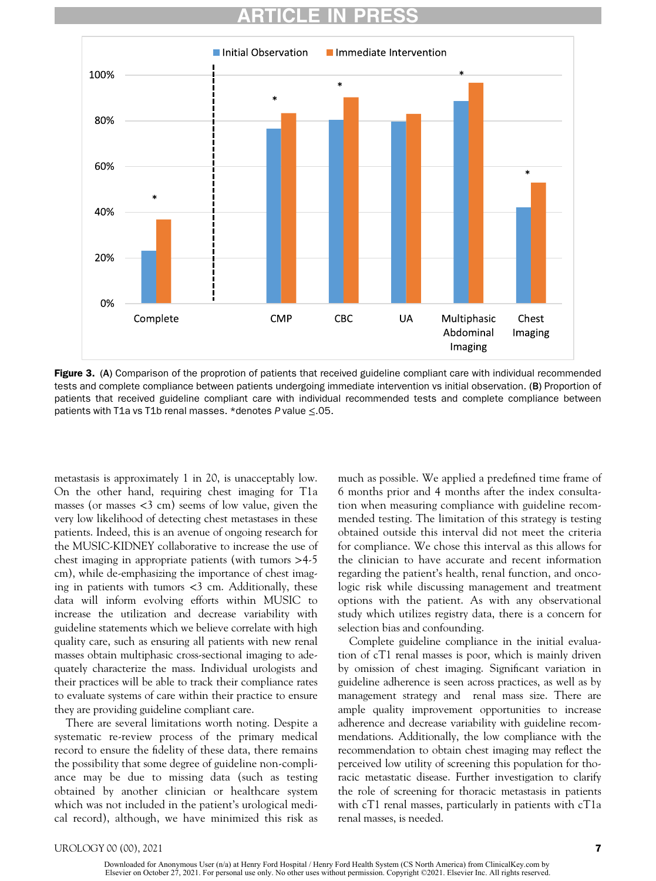**Figure 3.** (**A**) Comparison of the proprotion of patients that received guideline compliant care with individual recommended tests and complete compliance between patients undergoing immediate intervention vs initial observation. (**B**) Proportion of patients that received guideline compliant care with individual recommended tests and complete compliance between patients with T1a vs T1b renal masses. *denotes *P* value ≤.05.

metastasis is approximately 1 in 20, is unacceptably low. On the other hand, requiring chest imaging for T1a masses (or masses <3 cm) seems of low value, given the very low likelihood of detecting chest metastases in these patients. Indeed, this is an avenue of ongoing research for the MUSIC-KIDNEY collaborative to increase the use of chest imaging in appropriate patients (with tumors >4-5 cm), while de-emphasizing the importance of chest imaging in patients with tumors <3 cm. Additionally, these data will inform evolving efforts within MUSIC to increase the utilization and decrease variability with guideline statements which we believe correlate with high quality care, such as ensuring all patients with new renal masses obtain multiphasic cross-sectional imaging to adequately characterize the mass. Individual urologists and their practices will be able to track their compliance rates to evaluate systems of care within their practice to ensure they are providing guideline compliant care.

There are several limitations worth noting. Despite a systematic re-review process of the primary medical record to ensure the fidelity of these data, there remains the possibility that some degree of guideline non-compliance may be due to missing data (such as testing obtained by another clinician or healthcare system which was not included in the patient's urological medical record), although, we have minimized this risk as much as possible. We applied a predefined time frame of 6 months prior and 4 months after the index consultation when measuring compliance with guideline recommended testing. The limitation of this strategy is testing obtained outside this interval did not meet the criteria for compliance. We chose this interval as this allows for the clinician to have accurate and recent information regarding the patient's health, renal function, and oncologic risk while discussing management and treatment options with the patient. As with any observational study which utilizes registry data, there is a concern for selection bias and confounding.

Complete guideline compliance in the initial evaluation of cT1 renal masses is poor, which is mainly driven by omission of chest imaging. Significant variation in guideline adherence is seen across practices, as well as by management strategy and renal mass size. There are ample quality improvement opportunities to increase adherence and decrease variability with guideline recommendations. Additionally, the low compliance with the recommendation to obtain chest imaging may reflect the perceived low utility of screening this population for thoracic metastatic disease. Further investigation to clarify the role of screening for thoracic metastasis in patients with cT1 renal masses, particularly in patients with cT1a renal masses, is needed.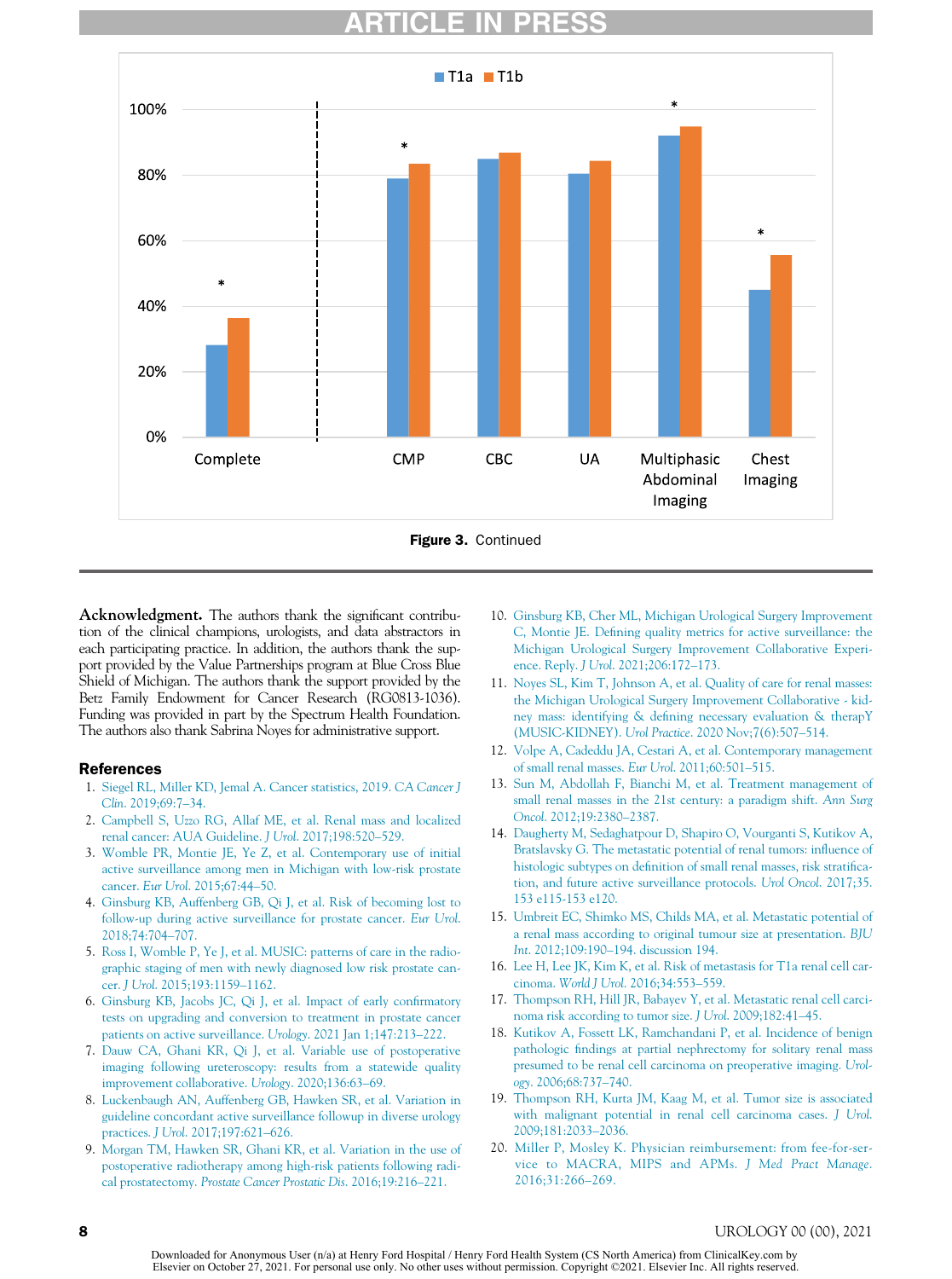T1a T1b

100%
80%
60%
40%
20%
0%

Complete *

CMP *

CBC

UA

Multiphasic Abdominal Imaging *

Chest Imaging *

**Figure 3.** Continued

**Acknowledgment.** The authors thank the significant contribution of the clinical champions, urologists, and data abstractors in each participating practice. In addition, the authors thank the support provided by the Value Partnerships program at Blue Cross Blue Shield of Michigan. The authors thank the support provided by the Betz Family Endowment for Cancer Research (RG0813-1036). Funding was provided in part by the Spectrum Health Foundation. The authors also thank Sabrina Noyes for administrative support.

## References

1. Siegel RL, Miller KD, Jemal A. Cancer statistics, 2019. *CA Cancer J Clin*. 2019;69:7–34.
2. Campbell S, Uzzo RG, Allaf ME, et al. Renal mass and localized renal cancer: AUA Guideline. *J Urol*. 2017;198:520–529.
3. Womble PR, Montie JE, Ye Z, et al. Contemporary use of initial active surveillance among men in Michigan with low-risk prostate cancer. *Eur Urol*. 2015;67:44–50.
4. Ginsburg KB, Auffenberg GB, Qi J, et al. Risk of becoming lost to follow-up during active surveillance for prostate cancer. *Eur Urol*. 2018;74:704–707.
5. Ross I, Womble P, Ye J, et al. MUSIC: patterns of care in the radiographic staging of men with newly diagnosed low risk prostate cancer. *J Urol*. 2015;193:1159–1162.
6. Ginsburg KB, Jacobs JC, Qi J, et al. Impact of early confirmatory tests on upgrading and conversion to treatment in prostate cancer patients on active surveillance. *Urology*. 2021 Jan 1;147:213–222.
7. Dauw CA, Ghani KR, Qi J, et al. Variable use of postoperative imaging following ureteroscopy: results from a statewide quality improvement collaborative. *Urology*. 2020;136:63–69.
8. Luckenbaugh AN, Auffenberg GB, Hawken SR, et al. Variation in guideline concordant active surveillance followup in diverse urology practices. *J Urol*. 2017;197:621–626.
9. Morgan TM, Hawken SR, Ghani KR, et al. Variation in the use of postoperative radiotherapy among high-risk patients following radical prostatectomy. *Prostate Cancer Prostatic Dis*. 2016;19:216–221.
10. Ginsburg KB, Cher ML, Michigan Urological Surgery Improvement C, Montie JE. Defining quality metrics for active surveillance: the Michigan Urological Surgery Improvement Collaborative Experience. Reply. *J Urol*. 2021;206:172–173.
11. Noyes SL, Kim T, Johnson A, et al. Quality of care for renal masses: the Michigan Urological Surgery Improvement Collaborative - kidney mass: identifying & defining necessary evaluation & therapY (MUSIC-KIDNEY). *Urol Practice*. 2020 Nov;7(6):507–514.
12. Volpe A, Cadeddu JA, Cestari A, et al. Contemporary management of small renal masses. *Eur Urol*. 2011;60:501–515.
13. Sun M, Abdollah F, Bianchi M, et al. Treatment management of small renal masses in the 21st century: a paradigm shift. *Ann Surg Oncol*. 2012;19:2380–2387.
14. Daugherty M, Sedaghatpour D, Shapiro O, Vourganti S, Kutikov A, Bratslavsky G. The metastatic potential of renal tumors: influence of histologic subtypes on definition of small renal masses, risk stratification, and future active surveillance protocols. *Urol Oncol*. 2017;35. 153 e115-153 e120.
15. Umbreit EC, Shimko MS, Childs MA, et al. Metastatic potential of a renal mass according to original tumour size at presentation. *BJU Int*. 2012;109:190–194. discussion 194.
16. Lee H, Lee JK, Kim K, et al. Risk of metastasis for T1a renal cell carcinoma. *World J Urol*. 2016;34:553–559.
17. Thompson RH, Hill JR, Babayev Y, et al. Metastatic renal cell carcinoma risk according to tumor size. *J Urol*. 2009;182:41–45.
18. Kutikov A, Fossett LK, Ramchandani P, et al. Incidence of benign pathologic findings at partial nephrectomy for solitary renal mass presumed to be renal cell carcinoma on preoperative imaging. *Urology*. 2006;68:737–740.
19. Thompson RH, Kurta JM, Kaag M, et al. Tumor size is associated with malignant potential in renal cell carcinoma cases. *J Urol*. 2009;181:2033–2036.
20. Miller P, Mosley K. Physician reimbursement: from fee-for-service to MACRA, MIPS and APMs. *J Med Pract Manage*. 2016;31:266–269.